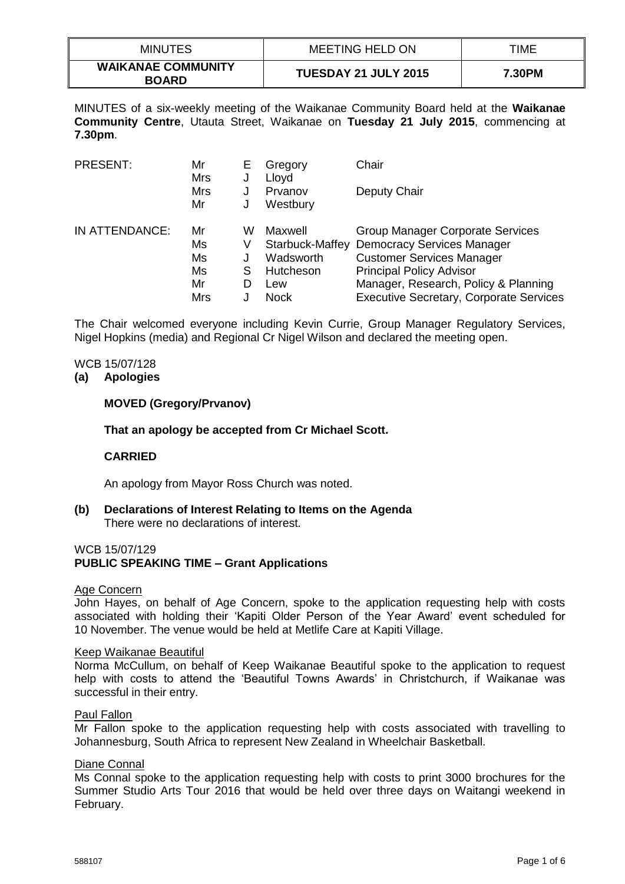| MINUTES | MEETING HELD ON | TIME |
|---|---|---|
| **WAIKANAE COMMUNITY BOARD** | **TUESDAY 21 JULY 2015** | **7.30PM** |

MINUTES of a six-weekly meeting of the Waikanae Community Board held at the **Waikanae Community Centre**, Utauta Street, Waikanae on **Tuesday 21 July 2015**, commencing at **7.30pm**.

| | | | | |
|---|---|---|---|---|
| PRESENT: | Mr | E | Gregory | Chair |
| | Mrs | J | Lloyd | |
| | Mrs | J | Prvanov | Deputy Chair |
| | Mr | J | Westbury | |
| IN ATTENDANCE: | Mr | W | Maxwell | Group Manager Corporate Services |
| | Ms | V | Starbuck-Maffey | Democracy Services Manager |
| | Ms | J | Wadsworth | Customer Services Manager |
| | Ms | S | Hutcheson | Principal Policy Advisor |
| | Mr | D | Lew | Manager, Research, Policy & Planning |
| | Mrs | J | Nock | Executive Secretary, Corporate Services |

The Chair welcomed everyone including Kevin Currie, Group Manager Regulatory Services, Nigel Hopkins (media) and Regional Cr Nigel Wilson and declared the meeting open.

WCB 15/07/128

**(a) Apologies**

**MOVED (Gregory/Prvanov)**

**That an apology be accepted from Cr Michael Scott.**

**CARRIED**

An apology from Mayor Ross Church was noted.

**(b) Declarations of Interest Relating to Items on the Agenda**

There were no declarations of interest.

WCB 15/07/129

**PUBLIC SPEAKING TIME – Grant Applications**

Age Concern

John Hayes, on behalf of Age Concern, spoke to the application requesting help with costs associated with holding their 'Kapiti Older Person of the Year Award' event scheduled for 10 November. The venue would be held at Metlife Care at Kapiti Village.

Keep Waikanae Beautiful

Norma McCullum, on behalf of Keep Waikanae Beautiful spoke to the application to request help with costs to attend the 'Beautiful Towns Awards' in Christchurch, if Waikanae was successful in their entry.

Paul Fallon

Mr Fallon spoke to the application requesting help with costs associated with travelling to Johannesburg, South Africa to represent New Zealand in Wheelchair Basketball.

Diane Connal

Ms Connal spoke to the application requesting help with costs to print 3000 brochures for the Summer Studio Arts Tour 2016 that would be held over three days on Waitangi weekend in February.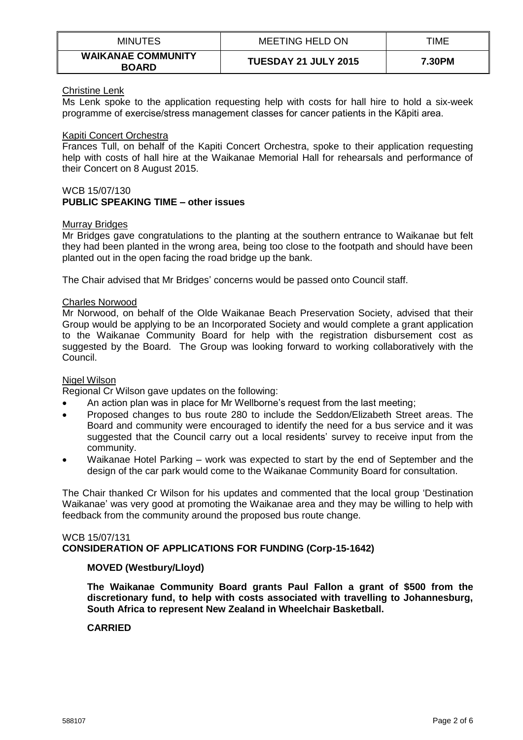Christine Lenk

Ms Lenk spoke to the application requesting help with costs for hall hire to hold a six-week programme of exercise/stress management classes for cancer patients in the Kāpiti area.

Kapiti Concert Orchestra

Frances Tull, on behalf of the Kapiti Concert Orchestra, spoke to their application requesting help with costs of hall hire at the Waikanae Memorial Hall for rehearsals and performance of their Concert on 8 August 2015.

WCB 15/07/130
**PUBLIC SPEAKING TIME – other issues**

Murray Bridges

Mr Bridges gave congratulations to the planting at the southern entrance to Waikanae but felt they had been planted in the wrong area, being too close to the footpath and should have been planted out in the open facing the road bridge up the bank.

The Chair advised that Mr Bridges' concerns would be passed onto Council staff.

Charles Norwood

Mr Norwood, on behalf of the Olde Waikanae Beach Preservation Society, advised that their Group would be applying to be an Incorporated Society and would complete a grant application to the Waikanae Community Board for help with the registration disbursement cost as suggested by the Board. The Group was looking forward to working collaboratively with the Council.

Nigel Wilson

Regional Cr Wilson gave updates on the following:

- An action plan was in place for Mr Wellborne's request from the last meeting;
- Proposed changes to bus route 280 to include the Seddon/Elizabeth Street areas. The Board and community were encouraged to identify the need for a bus service and it was suggested that the Council carry out a local residents' survey to receive input from the community.
- Waikanae Hotel Parking – work was expected to start by the end of September and the design of the car park would come to the Waikanae Community Board for consultation.

The Chair thanked Cr Wilson for his updates and commented that the local group 'Destination Waikanae' was very good at promoting the Waikanae area and they may be willing to help with feedback from the community around the proposed bus route change.

WCB 15/07/131
**CONSIDERATION OF APPLICATIONS FOR FUNDING (Corp-15-1642)**

**MOVED (Westbury/Lloyd)**

**The Waikanae Community Board grants Paul Fallon a grant of $500 from the discretionary fund, to help with costs associated with travelling to Johannesburg, South Africa to represent New Zealand in Wheelchair Basketball.**

**CARRIED**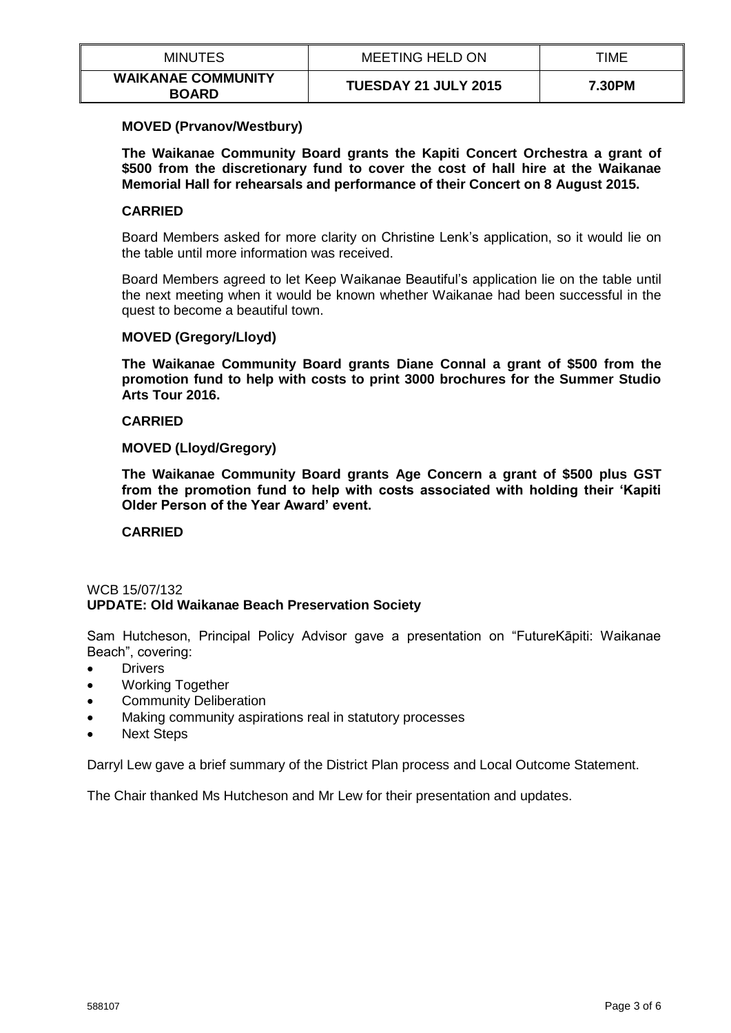**MOVED (Prvanov/Westbury)**

**The Waikanae Community Board grants the Kapiti Concert Orchestra a grant of $500 from the discretionary fund to cover the cost of hall hire at the Waikanae Memorial Hall for rehearsals and performance of their Concert on 8 August 2015.**

**CARRIED**

Board Members asked for more clarity on Christine Lenk's application, so it would lie on the table until more information was received.

Board Members agreed to let Keep Waikanae Beautiful's application lie on the table until the next meeting when it would be known whether Waikanae had been successful in the quest to become a beautiful town.

**MOVED (Gregory/Lloyd)**

**The Waikanae Community Board grants Diane Connal a grant of $500 from the promotion fund to help with costs to print 3000 brochures for the Summer Studio Arts Tour 2016.**

**CARRIED**

**MOVED (Lloyd/Gregory)**

**The Waikanae Community Board grants Age Concern a grant of $500 plus GST from the promotion fund to help with costs associated with holding their 'Kapiti Older Person of the Year Award' event.**

**CARRIED**

WCB 15/07/132
**UPDATE: Old Waikanae Beach Preservation Society**

Sam Hutcheson, Principal Policy Advisor gave a presentation on "FutureKāpiti: Waikanae Beach", covering:

- Drivers
- Working Together
- Community Deliberation
- Making community aspirations real in statutory processes
- Next Steps

Darryl Lew gave a brief summary of the District Plan process and Local Outcome Statement.

The Chair thanked Ms Hutcheson and Mr Lew for their presentation and updates.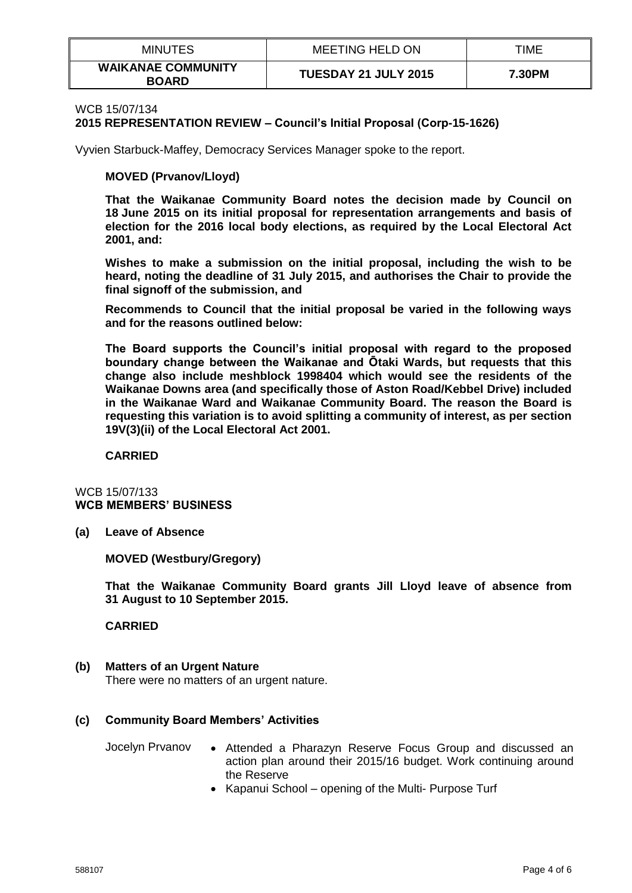WCB 15/07/134
**2015 REPRESENTATION REVIEW – Council's Initial Proposal (Corp-15-1626)**

Vyvien Starbuck-Maffey, Democracy Services Manager spoke to the report.

**MOVED (Prvanov/Lloyd)**

**That the Waikanae Community Board notes the decision made by Council on 18 June 2015 on its initial proposal for representation arrangements and basis of election for the 2016 local body elections, as required by the Local Electoral Act 2001, and:**

**Wishes to make a submission on the initial proposal, including the wish to be heard, noting the deadline of 31 July 2015, and authorises the Chair to provide the final signoff of the submission, and**

**Recommends to Council that the initial proposal be varied in the following ways and for the reasons outlined below:**

**The Board supports the Council's initial proposal with regard to the proposed boundary change between the Waikanae and Ōtaki Wards, but requests that this change also include meshblock 1998404 which would see the residents of the Waikanae Downs area (and specifically those of Aston Road/Kebbel Drive) included in the Waikanae Ward and Waikanae Community Board. The reason the Board is requesting this variation is to avoid splitting a community of interest, as per section 19V(3)(ii) of the Local Electoral Act 2001.**

**CARRIED**

WCB 15/07/133
**WCB MEMBERS' BUSINESS**

**(a) Leave of Absence**

**MOVED (Westbury/Gregory)**

**That the Waikanae Community Board grants Jill Lloyd leave of absence from 31 August to 10 September 2015.**

**CARRIED**

**(b) Matters of an Urgent Nature**

There were no matters of an urgent nature.

**(c) Community Board Members' Activities**

Jocelyn Prvanov

- Attended a Pharazyn Reserve Focus Group and discussed an action plan around their 2015/16 budget. Work continuing around the Reserve
- Kapanui School – opening of the Multi- Purpose Turf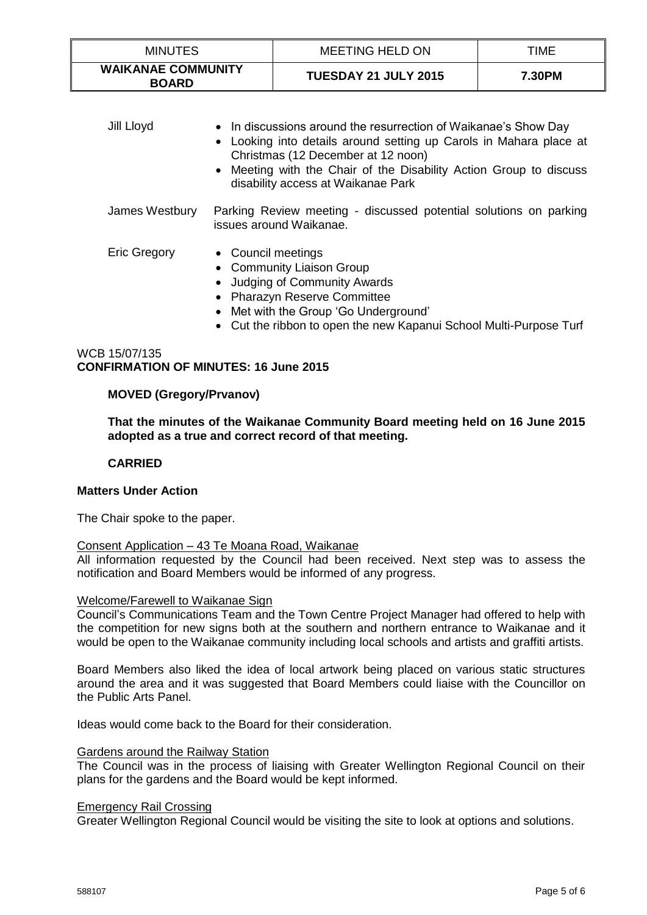Jill Lloyd

- In discussions around the resurrection of Waikanae's Show Day
- Looking into details around setting up Carols in Mahara place at Christmas (12 December at 12 noon)
- Meeting with the Chair of the Disability Action Group to discuss disability access at Waikanae Park

James Westbury

Parking Review meeting - discussed potential solutions on parking issues around Waikanae.

Eric Gregory

- Council meetings
- Community Liaison Group
- Judging of Community Awards
- Pharazyn Reserve Committee
- Met with the Group 'Go Underground'
- Cut the ribbon to open the new Kapanui School Multi-Purpose Turf

WCB 15/07/135
**CONFIRMATION OF MINUTES: 16 June 2015**

**MOVED (Gregory/Prvanov)**

**That the minutes of the Waikanae Community Board meeting held on 16 June 2015 adopted as a true and correct record of that meeting.**

**CARRIED**

**Matters Under Action**

The Chair spoke to the paper.

Consent Application – 43 Te Moana Road, Waikanae

All information requested by the Council had been received. Next step was to assess the notification and Board Members would be informed of any progress.

Welcome/Farewell to Waikanae Sign

Council's Communications Team and the Town Centre Project Manager had offered to help with the competition for new signs both at the southern and northern entrance to Waikanae and it would be open to the Waikanae community including local schools and artists and graffiti artists.

Board Members also liked the idea of local artwork being placed on various static structures around the area and it was suggested that Board Members could liaise with the Councillor on the Public Arts Panel.

Ideas would come back to the Board for their consideration.

Gardens around the Railway Station

The Council was in the process of liaising with Greater Wellington Regional Council on their plans for the gardens and the Board would be kept informed.

Emergency Rail Crossing

Greater Wellington Regional Council would be visiting the site to look at options and solutions.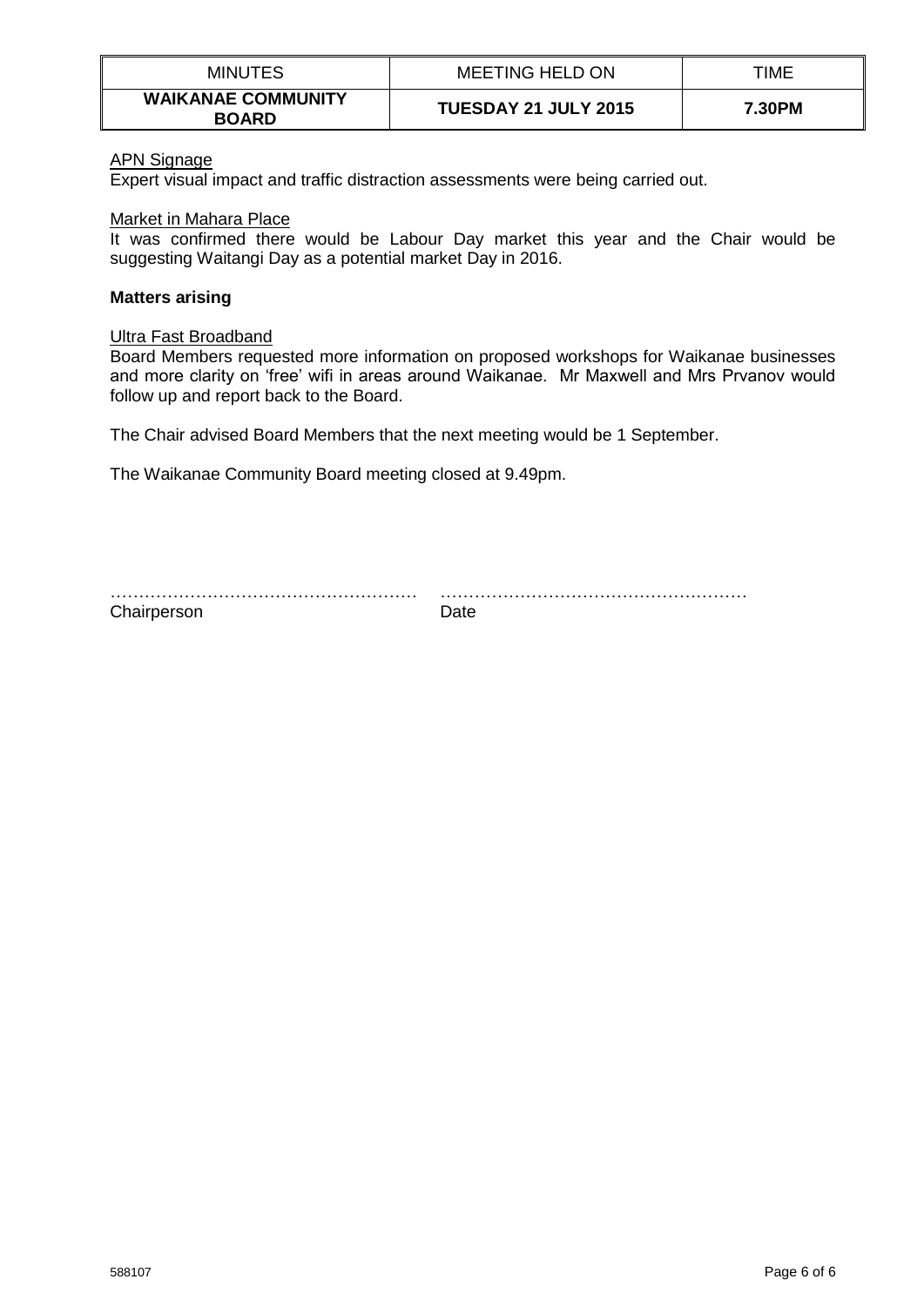APN Signage

Expert visual impact and traffic distraction assessments were being carried out.

Market in Mahara Place

It was confirmed there would be Labour Day market this year and the Chair would be suggesting Waitangi Day as a potential market Day in 2016.

**Matters arising**

Ultra Fast Broadband

Board Members requested more information on proposed workshops for Waikanae businesses and more clarity on 'free' wifi in areas around Waikanae. Mr Maxwell and Mrs Prvanov would follow up and report back to the Board.

The Chair advised Board Members that the next meeting would be 1 September.

The Waikanae Community Board meeting closed at 9.49pm.

……………………………………………… ………………………………………………

Chairperson Date